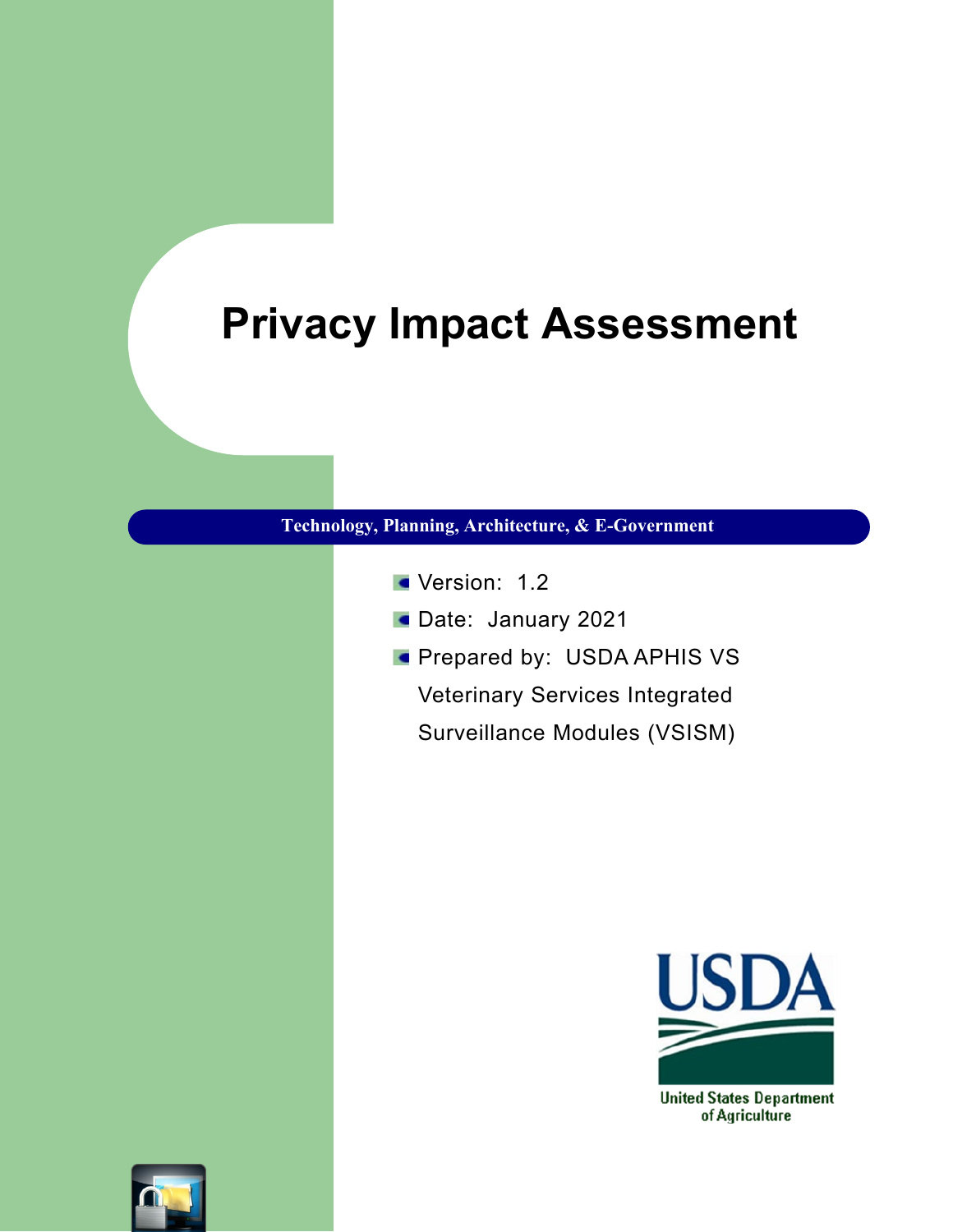# Privacy Impact Assessment

**Technology, Planning, Architecture, & E-Government**

- Version: 1.2
- Date: January 2021
- Prepared by: USDA APHIS VS Veterinary Services Integrated Surveillance Modules (VSISM)

United States Department of Agriculture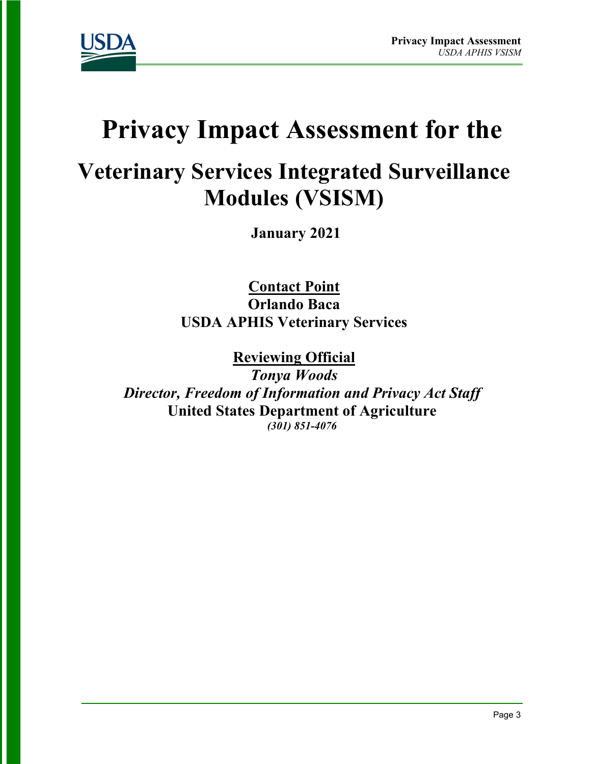# Privacy Impact Assessment for the

## Veterinary Services Integrated Surveillance Modules (VSISM)

**January 2021**

**Contact Point**
**Orlando Baca**
**USDA APHIS Veterinary Services**

**Reviewing Official**
***Tonya Woods***
***Director, Freedom of Information and Privacy Act Staff***
**United States Department of Agriculture**
***(301) 851-4076***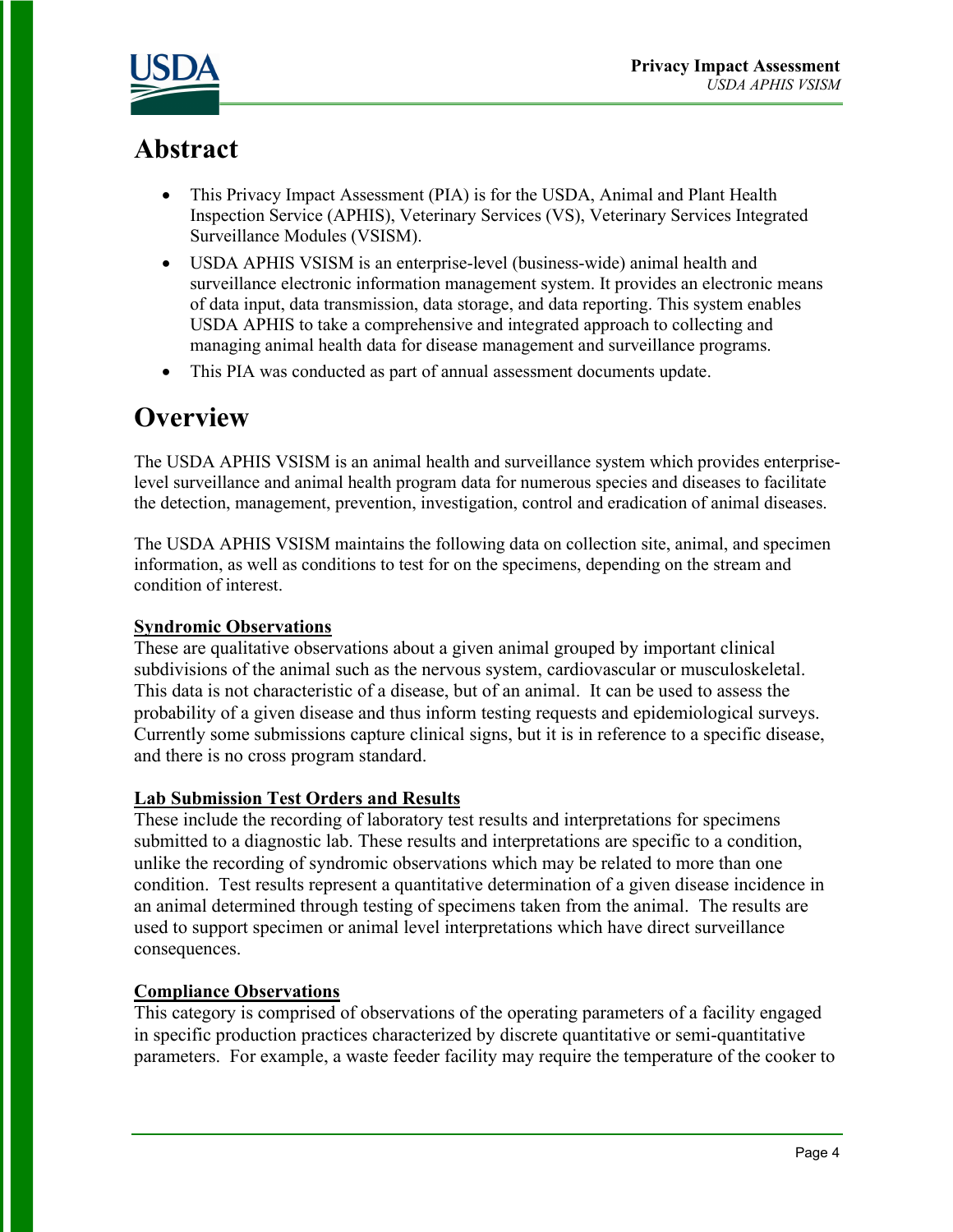# Abstract

- This Privacy Impact Assessment (PIA) is for the USDA, Animal and Plant Health Inspection Service (APHIS), Veterinary Services (VS), Veterinary Services Integrated Surveillance Modules (VSISM).
- USDA APHIS VSISM is an enterprise-level (business-wide) animal health and surveillance electronic information management system. It provides an electronic means of data input, data transmission, data storage, and data reporting. This system enables USDA APHIS to take a comprehensive and integrated approach to collecting and managing animal health data for disease management and surveillance programs.
- This PIA was conducted as part of annual assessment documents update.

# Overview

The USDA APHIS VSISM is an animal health and surveillance system which provides enterprise-level surveillance and animal health program data for numerous species and diseases to facilitate the detection, management, prevention, investigation, control and eradication of animal diseases.

The USDA APHIS VSISM maintains the following data on collection site, animal, and specimen information, as well as conditions to test for on the specimens, depending on the stream and condition of interest.

**Syndromic Observations**

These are qualitative observations about a given animal grouped by important clinical subdivisions of the animal such as the nervous system, cardiovascular or musculoskeletal. This data is not characteristic of a disease, but of an animal. It can be used to assess the probability of a given disease and thus inform testing requests and epidemiological surveys. Currently some submissions capture clinical signs, but it is in reference to a specific disease, and there is no cross program standard.

**Lab Submission Test Orders and Results**

These include the recording of laboratory test results and interpretations for specimens submitted to a diagnostic lab. These results and interpretations are specific to a condition, unlike the recording of syndromic observations which may be related to more than one condition. Test results represent a quantitative determination of a given disease incidence in an animal determined through testing of specimens taken from the animal. The results are used to support specimen or animal level interpretations which have direct surveillance consequences.

**Compliance Observations**

This category is comprised of observations of the operating parameters of a facility engaged in specific production practices characterized by discrete quantitative or semi-quantitative parameters. For example, a waste feeder facility may require the temperature of the cooker to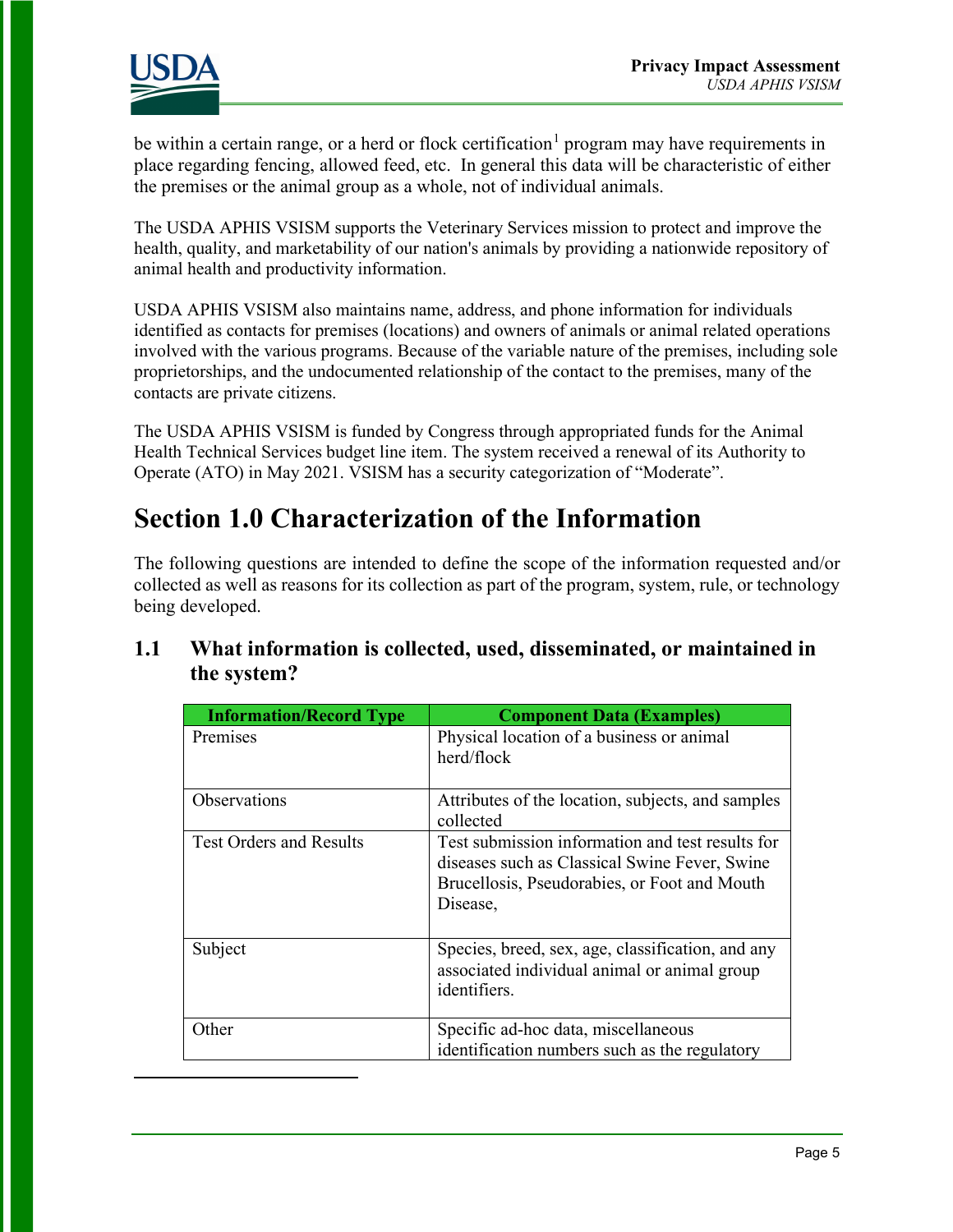be within a certain range, or a herd or flock certification[1] program may have requirements in place regarding fencing, allowed feed, etc. In general this data will be characteristic of either the premises or the animal group as a whole, not of individual animals.

The USDA APHIS VSISM supports the Veterinary Services mission to protect and improve the health, quality, and marketability of our nation's animals by providing a nationwide repository of animal health and productivity information.

USDA APHIS VSISM also maintains name, address, and phone information for individuals identified as contacts for premises (locations) and owners of animals or animal related operations involved with the various programs. Because of the variable nature of the premises, including sole proprietorships, and the undocumented relationship of the contact to the premises, many of the contacts are private citizens.

The USDA APHIS VSISM is funded by Congress through appropriated funds for the Animal Health Technical Services budget line item. The system received a renewal of its Authority to Operate (ATO) in May 2021. VSISM has a security categorization of "Moderate".

# Section 1.0 Characterization of the Information

The following questions are intended to define the scope of the information requested and/or collected as well as reasons for its collection as part of the program, system, rule, or technology being developed.

## 1.1 What information is collected, used, disseminated, or maintained in the system?

| Information/Record Type | Component Data (Examples) |
|---|---|
| Premises | Physical location of a business or animal herd/flock |
| Observations | Attributes of the location, subjects, and samples collected |
| Test Orders and Results | Test submission information and test results for diseases such as Classical Swine Fever, Swine Brucellosis, Pseudorabies, or Foot and Mouth Disease, |
| Subject | Species, breed, sex, age, classification, and any associated individual animal or animal group identifiers. |
| Other | Specific ad-hoc data, miscellaneous identification numbers such as the regulatory |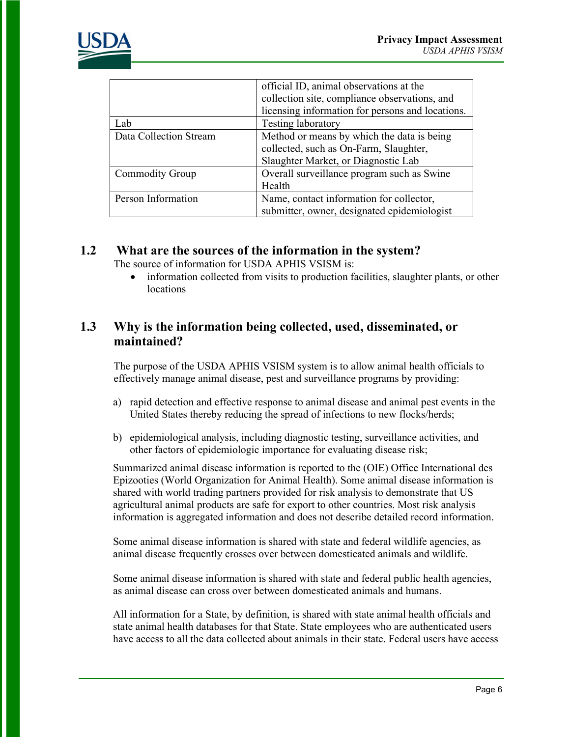| | |
|---|---|
| | official ID, animal observations at the collection site, compliance observations, and licensing information for persons and locations. |
| Lab | Testing laboratory |
| Data Collection Stream | Method or means by which the data is being collected, such as On-Farm, Slaughter, Slaughter Market, or Diagnostic Lab |
| Commodity Group | Overall surveillance program such as Swine Health |
| Person Information | Name, contact information for collector, submitter, owner, designated epidemiologist |

## 1.2 What are the sources of the information in the system?

The source of information for USDA APHIS VSISM is:

- information collected from visits to production facilities, slaughter plants, or other locations

## 1.3 Why is the information being collected, used, disseminated, or maintained?

The purpose of the USDA APHIS VSISM system is to allow animal health officials to effectively manage animal disease, pest and surveillance programs by providing:

a) rapid detection and effective response to animal disease and animal pest events in the United States thereby reducing the spread of infections to new flocks/herds;

b) epidemiological analysis, including diagnostic testing, surveillance activities, and other factors of epidemiologic importance for evaluating disease risk;

Summarized animal disease information is reported to the (OIE) Office International des Epizooties (World Organization for Animal Health). Some animal disease information is shared with world trading partners provided for risk analysis to demonstrate that US agricultural animal products are safe for export to other countries. Most risk analysis information is aggregated information and does not describe detailed record information.

Some animal disease information is shared with state and federal wildlife agencies, as animal disease frequently crosses over between domesticated animals and wildlife.

Some animal disease information is shared with state and federal public health agencies, as animal disease can cross over between domesticated animals and humans.

All information for a State, by definition, is shared with state animal health officials and state animal health databases for that State. State employees who are authenticated users have access to all the data collected about animals in their state. Federal users have access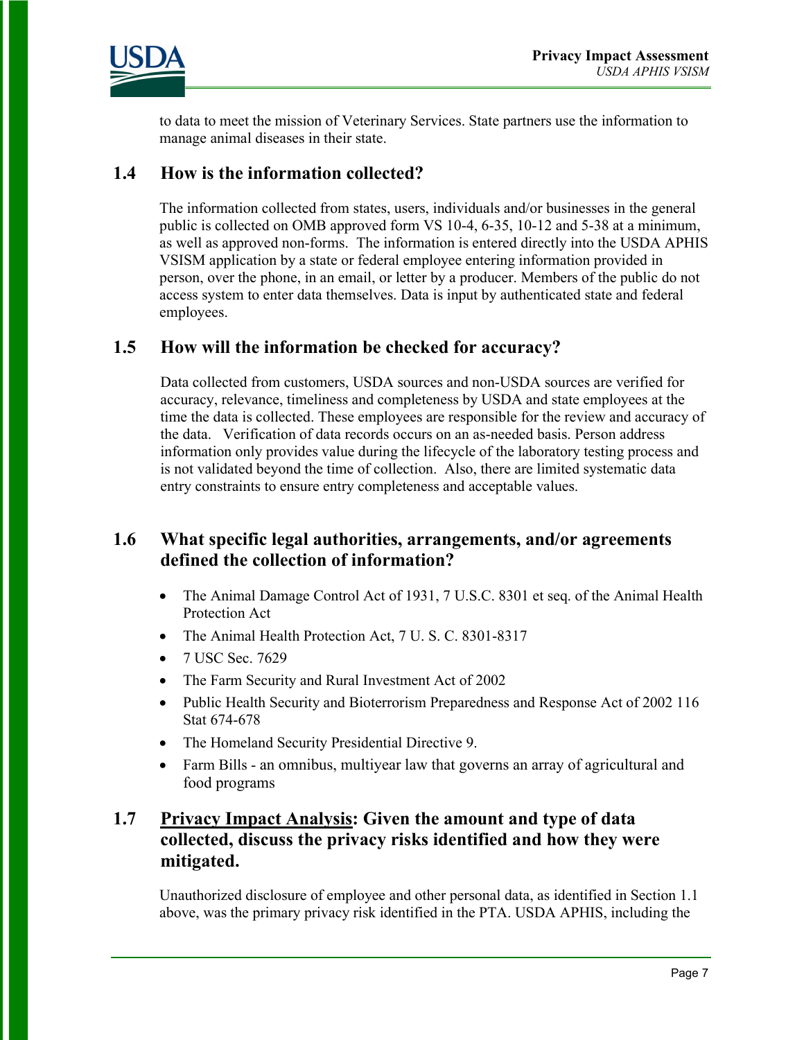to data to meet the mission of Veterinary Services. State partners use the information to manage animal diseases in their state.

## 1.4 How is the information collected?

The information collected from states, users, individuals and/or businesses in the general public is collected on OMB approved form VS 10-4, 6-35, 10-12 and 5-38 at a minimum, as well as approved non-forms. The information is entered directly into the USDA APHIS VSISM application by a state or federal employee entering information provided in person, over the phone, in an email, or letter by a producer. Members of the public do not access system to enter data themselves. Data is input by authenticated state and federal employees.

## 1.5 How will the information be checked for accuracy?

Data collected from customers, USDA sources and non-USDA sources are verified for accuracy, relevance, timeliness and completeness by USDA and state employees at the time the data is collected. These employees are responsible for the review and accuracy of the data. Verification of data records occurs on an as-needed basis. Person address information only provides value during the lifecycle of the laboratory testing process and is not validated beyond the time of collection. Also, there are limited systematic data entry constraints to ensure entry completeness and acceptable values.

## 1.6 What specific legal authorities, arrangements, and/or agreements defined the collection of information?

- The Animal Damage Control Act of 1931, 7 U.S.C. 8301 et seq. of the Animal Health Protection Act
- The Animal Health Protection Act, 7 U. S. C. 8301-8317
- 7 USC Sec. 7629
- The Farm Security and Rural Investment Act of 2002
- Public Health Security and Bioterrorism Preparedness and Response Act of 2002 116 Stat 674-678
- The Homeland Security Presidential Directive 9.
- Farm Bills - an omnibus, multiyear law that governs an array of agricultural and food programs

## 1.7 Privacy Impact Analysis: Given the amount and type of data collected, discuss the privacy risks identified and how they were mitigated.

Unauthorized disclosure of employee and other personal data, as identified in Section 1.1 above, was the primary privacy risk identified in the PTA. USDA APHIS, including the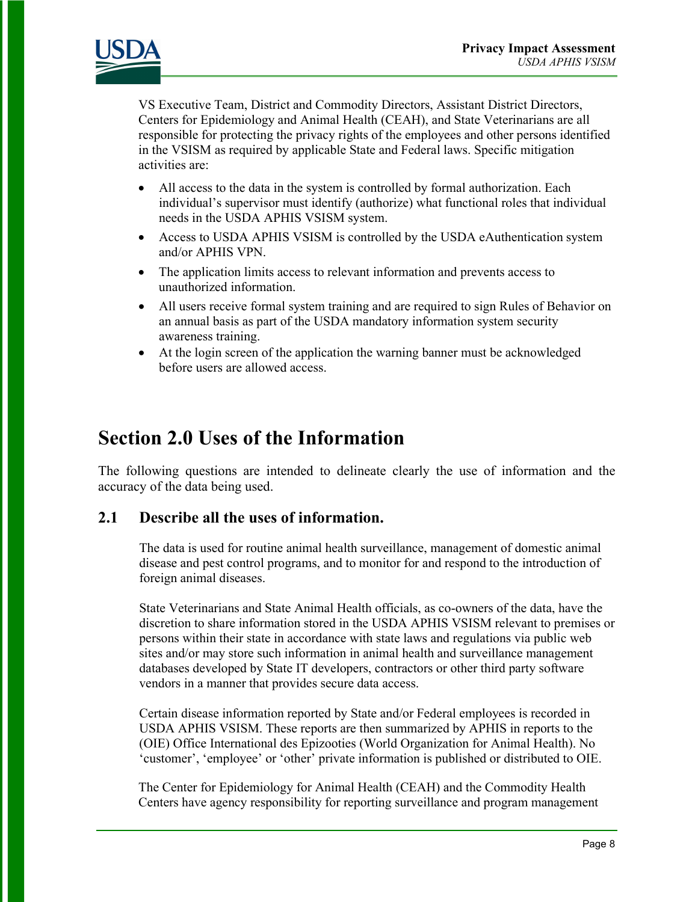VS Executive Team, District and Commodity Directors, Assistant District Directors, Centers for Epidemiology and Animal Health (CEAH), and State Veterinarians are all responsible for protecting the privacy rights of the employees and other persons identified in the VSISM as required by applicable State and Federal laws. Specific mitigation activities are:

- All access to the data in the system is controlled by formal authorization. Each individual's supervisor must identify (authorize) what functional roles that individual needs in the USDA APHIS VSISM system.
- Access to USDA APHIS VSISM is controlled by the USDA eAuthentication system and/or APHIS VPN.
- The application limits access to relevant information and prevents access to unauthorized information.
- All users receive formal system training and are required to sign Rules of Behavior on an annual basis as part of the USDA mandatory information system security awareness training.
- At the login screen of the application the warning banner must be acknowledged before users are allowed access.

# Section 2.0 Uses of the Information

The following questions are intended to delineate clearly the use of information and the accuracy of the data being used.

## 2.1 Describe all the uses of information.

The data is used for routine animal health surveillance, management of domestic animal disease and pest control programs, and to monitor for and respond to the introduction of foreign animal diseases.

State Veterinarians and State Animal Health officials, as co-owners of the data, have the discretion to share information stored in the USDA APHIS VSISM relevant to premises or persons within their state in accordance with state laws and regulations via public web sites and/or may store such information in animal health and surveillance management databases developed by State IT developers, contractors or other third party software vendors in a manner that provides secure data access.

Certain disease information reported by State and/or Federal employees is recorded in USDA APHIS VSISM. These reports are then summarized by APHIS in reports to the (OIE) Office International des Epizooties (World Organization for Animal Health). No 'customer', 'employee' or 'other' private information is published or distributed to OIE.

The Center for Epidemiology for Animal Health (CEAH) and the Commodity Health Centers have agency responsibility for reporting surveillance and program management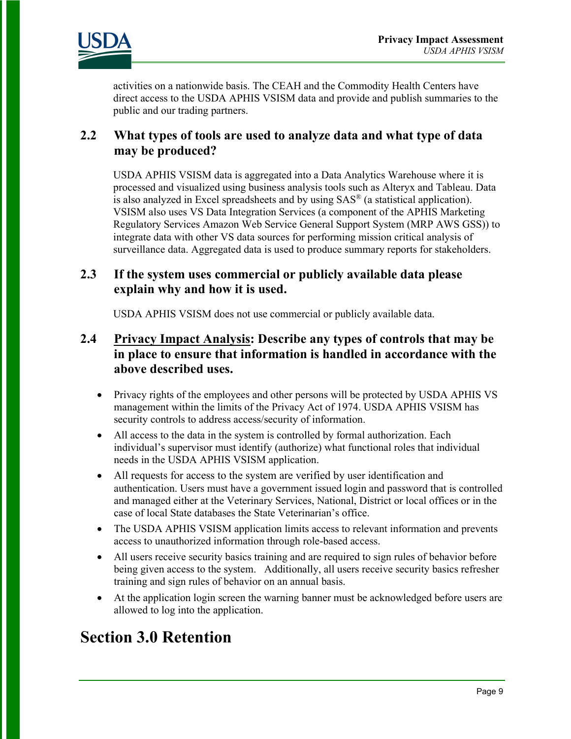activities on a nationwide basis. The CEAH and the Commodity Health Centers have direct access to the USDA APHIS VSISM data and provide and publish summaries to the public and our trading partners.

### 2.2 What types of tools are used to analyze data and what type of data may be produced?

USDA APHIS VSISM data is aggregated into a Data Analytics Warehouse where it is processed and visualized using business analysis tools such as Alteryx and Tableau. Data is also analyzed in Excel spreadsheets and by using SAS® (a statistical application). VSISM also uses VS Data Integration Services (a component of the APHIS Marketing Regulatory Services Amazon Web Service General Support System (MRP AWS GSS)) to integrate data with other VS data sources for performing mission critical analysis of surveillance data. Aggregated data is used to produce summary reports for stakeholders.

### 2.3 If the system uses commercial or publicly available data please explain why and how it is used.

USDA APHIS VSISM does not use commercial or publicly available data.

### 2.4 Privacy Impact Analysis: Describe any types of controls that may be in place to ensure that information is handled in accordance with the above described uses.

- Privacy rights of the employees and other persons will be protected by USDA APHIS VS management within the limits of the Privacy Act of 1974. USDA APHIS VSISM has security controls to address access/security of information.
- All access to the data in the system is controlled by formal authorization. Each individual's supervisor must identify (authorize) what functional roles that individual needs in the USDA APHIS VSISM application.
- All requests for access to the system are verified by user identification and authentication. Users must have a government issued login and password that is controlled and managed either at the Veterinary Services, National, District or local offices or in the case of local State databases the State Veterinarian's office.
- The USDA APHIS VSISM application limits access to relevant information and prevents access to unauthorized information through role-based access.
- All users receive security basics training and are required to sign rules of behavior before being given access to the system. Additionally, all users receive security basics refresher training and sign rules of behavior on an annual basis.
- At the application login screen the warning banner must be acknowledged before users are allowed to log into the application.

## Section 3.0 Retention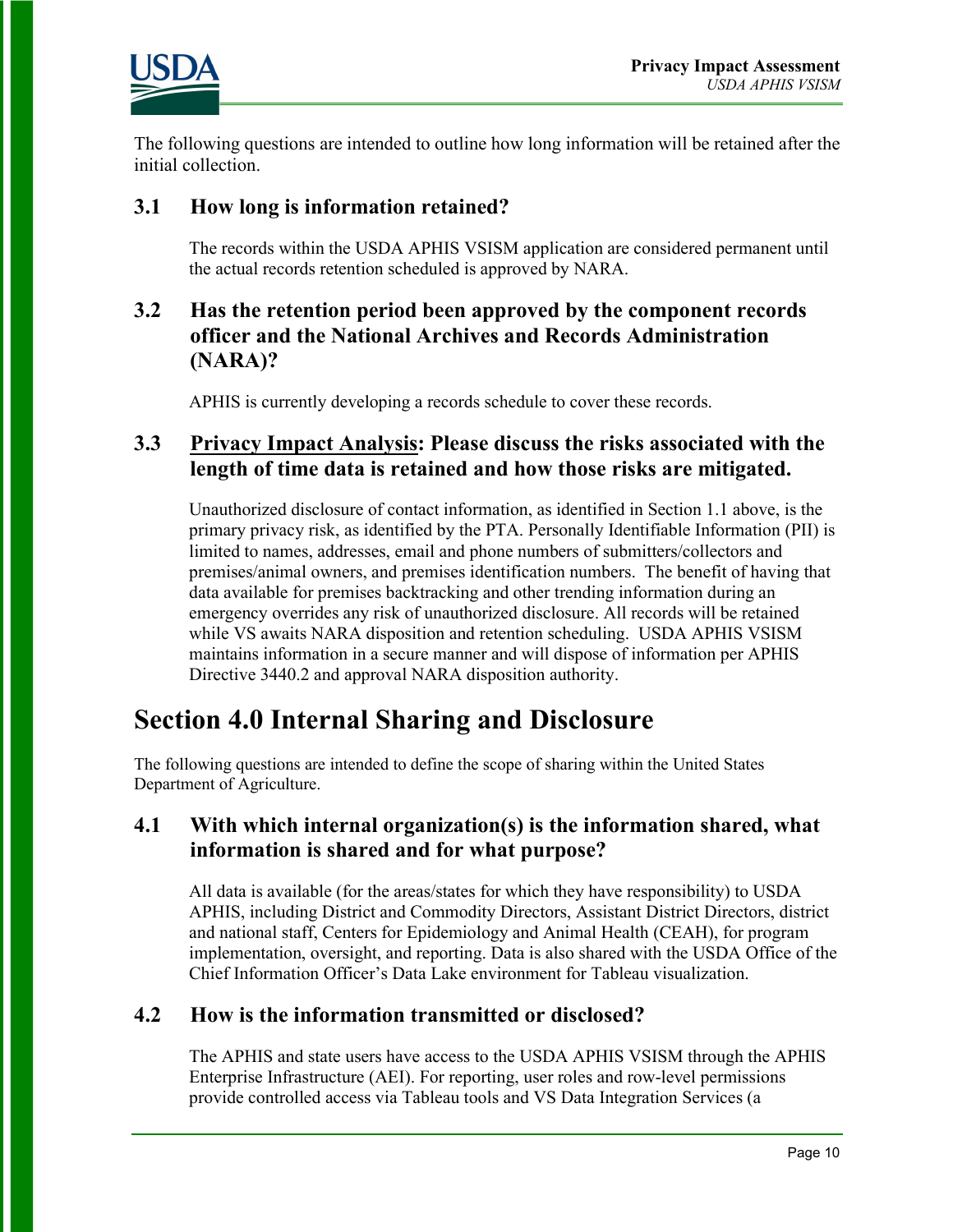The following questions are intended to outline how long information will be retained after the initial collection.

### 3.1 How long is information retained?

The records within the USDA APHIS VSISM application are considered permanent until the actual records retention scheduled is approved by NARA.

### 3.2 Has the retention period been approved by the component records officer and the National Archives and Records Administration (NARA)?

APHIS is currently developing a records schedule to cover these records.

### 3.3 Privacy Impact Analysis: Please discuss the risks associated with the length of time data is retained and how those risks are mitigated.

Unauthorized disclosure of contact information, as identified in Section 1.1 above, is the primary privacy risk, as identified by the PTA. Personally Identifiable Information (PII) is limited to names, addresses, email and phone numbers of submitters/collectors and premises/animal owners, and premises identification numbers. The benefit of having that data available for premises backtracking and other trending information during an emergency overrides any risk of unauthorized disclosure. All records will be retained while VS awaits NARA disposition and retention scheduling. USDA APHIS VSISM maintains information in a secure manner and will dispose of information per APHIS Directive 3440.2 and approval NARA disposition authority.

# Section 4.0 Internal Sharing and Disclosure

The following questions are intended to define the scope of sharing within the United States Department of Agriculture.

### 4.1 With which internal organization(s) is the information shared, what information is shared and for what purpose?

All data is available (for the areas/states for which they have responsibility) to USDA APHIS, including District and Commodity Directors, Assistant District Directors, district and national staff, Centers for Epidemiology and Animal Health (CEAH), for program implementation, oversight, and reporting. Data is also shared with the USDA Office of the Chief Information Officer's Data Lake environment for Tableau visualization.

### 4.2 How is the information transmitted or disclosed?

The APHIS and state users have access to the USDA APHIS VSISM through the APHIS Enterprise Infrastructure (AEI). For reporting, user roles and row-level permissions provide controlled access via Tableau tools and VS Data Integration Services (a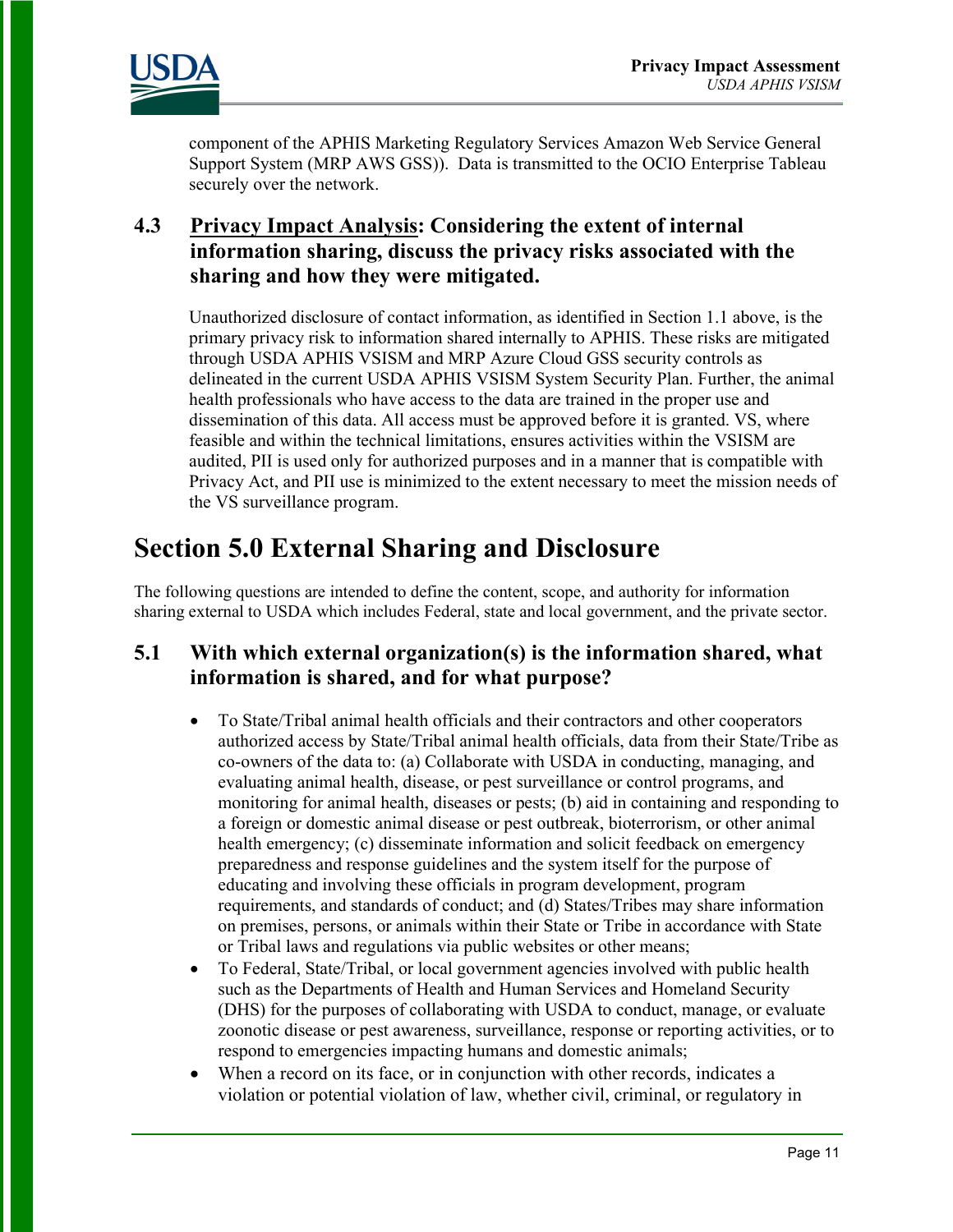component of the APHIS Marketing Regulatory Services Amazon Web Service General Support System (MRP AWS GSS)). Data is transmitted to the OCIO Enterprise Tableau securely over the network.

### 4.3 Privacy Impact Analysis: Considering the extent of internal information sharing, discuss the privacy risks associated with the sharing and how they were mitigated.

Unauthorized disclosure of contact information, as identified in Section 1.1 above, is the primary privacy risk to information shared internally to APHIS. These risks are mitigated through USDA APHIS VSISM and MRP Azure Cloud GSS security controls as delineated in the current USDA APHIS VSISM System Security Plan. Further, the animal health professionals who have access to the data are trained in the proper use and dissemination of this data. All access must be approved before it is granted. VS, where feasible and within the technical limitations, ensures activities within the VSISM are audited, PII is used only for authorized purposes and in a manner that is compatible with Privacy Act, and PII use is minimized to the extent necessary to meet the mission needs of the VS surveillance program.

## Section 5.0 External Sharing and Disclosure

The following questions are intended to define the content, scope, and authority for information sharing external to USDA which includes Federal, state and local government, and the private sector.

### 5.1 With which external organization(s) is the information shared, what information is shared, and for what purpose?

- To State/Tribal animal health officials and their contractors and other cooperators authorized access by State/Tribal animal health officials, data from their State/Tribe as co-owners of the data to: (a) Collaborate with USDA in conducting, managing, and evaluating animal health, disease, or pest surveillance or control programs, and monitoring for animal health, diseases or pests; (b) aid in containing and responding to a foreign or domestic animal disease or pest outbreak, bioterrorism, or other animal health emergency; (c) disseminate information and solicit feedback on emergency preparedness and response guidelines and the system itself for the purpose of educating and involving these officials in program development, program requirements, and standards of conduct; and (d) States/Tribes may share information on premises, persons, or animals within their State or Tribe in accordance with State or Tribal laws and regulations via public websites or other means;
- To Federal, State/Tribal, or local government agencies involved with public health such as the Departments of Health and Human Services and Homeland Security (DHS) for the purposes of collaborating with USDA to conduct, manage, or evaluate zoonotic disease or pest awareness, surveillance, response or reporting activities, or to respond to emergencies impacting humans and domestic animals;
- When a record on its face, or in conjunction with other records, indicates a violation or potential violation of law, whether civil, criminal, or regulatory in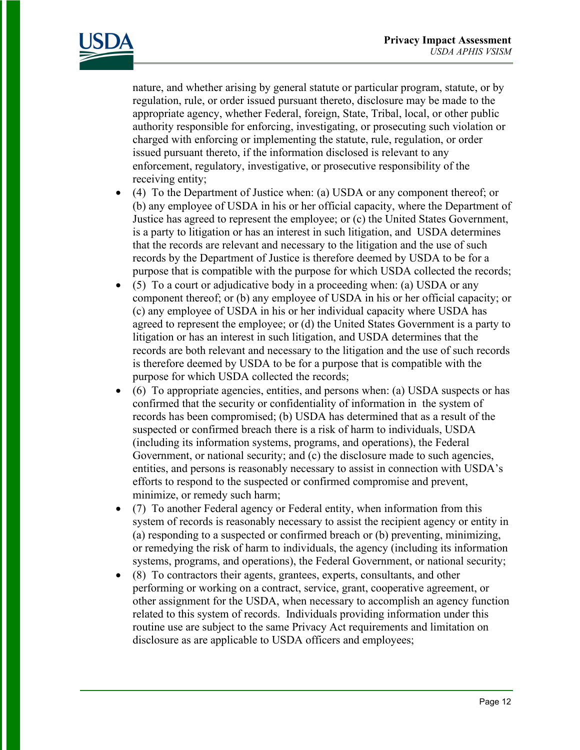nature, and whether arising by general statute or particular program, statute, or by regulation, rule, or order issued pursuant thereto, disclosure may be made to the appropriate agency, whether Federal, foreign, State, Tribal, local, or other public authority responsible for enforcing, investigating, or prosecuting such violation or charged with enforcing or implementing the statute, rule, regulation, or order issued pursuant thereto, if the information disclosed is relevant to any enforcement, regulatory, investigative, or prosecutive responsibility of the receiving entity;

- (4) To the Department of Justice when: (a) USDA or any component thereof; or (b) any employee of USDA in his or her official capacity, where the Department of Justice has agreed to represent the employee; or (c) the United States Government, is a party to litigation or has an interest in such litigation, and USDA determines that the records are relevant and necessary to the litigation and the use of such records by the Department of Justice is therefore deemed by USDA to be for a purpose that is compatible with the purpose for which USDA collected the records;
- (5) To a court or adjudicative body in a proceeding when: (a) USDA or any component thereof; or (b) any employee of USDA in his or her official capacity; or (c) any employee of USDA in his or her individual capacity where USDA has agreed to represent the employee; or (d) the United States Government is a party to litigation or has an interest in such litigation, and USDA determines that the records are both relevant and necessary to the litigation and the use of such records is therefore deemed by USDA to be for a purpose that is compatible with the purpose for which USDA collected the records;
- (6) To appropriate agencies, entities, and persons when: (a) USDA suspects or has confirmed that the security or confidentiality of information in the system of records has been compromised; (b) USDA has determined that as a result of the suspected or confirmed breach there is a risk of harm to individuals, USDA (including its information systems, programs, and operations), the Federal Government, or national security; and (c) the disclosure made to such agencies, entities, and persons is reasonably necessary to assist in connection with USDA's efforts to respond to the suspected or confirmed compromise and prevent, minimize, or remedy such harm;
- (7) To another Federal agency or Federal entity, when information from this system of records is reasonably necessary to assist the recipient agency or entity in (a) responding to a suspected or confirmed breach or (b) preventing, minimizing, or remedying the risk of harm to individuals, the agency (including its information systems, programs, and operations), the Federal Government, or national security;
- (8) To contractors their agents, grantees, experts, consultants, and other performing or working on a contract, service, grant, cooperative agreement, or other assignment for the USDA, when necessary to accomplish an agency function related to this system of records. Individuals providing information under this routine use are subject to the same Privacy Act requirements and limitation on disclosure as are applicable to USDA officers and employees;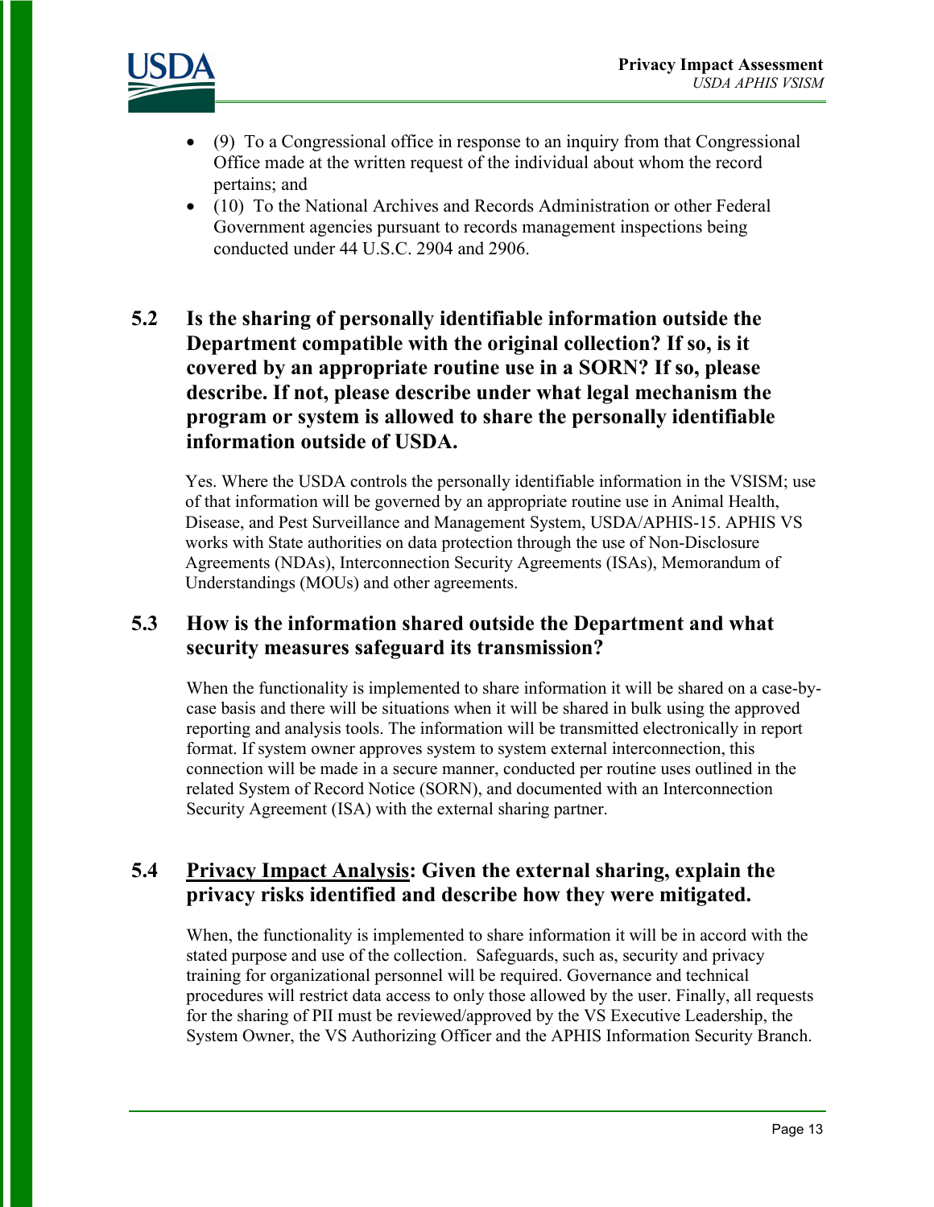- (9) To a Congressional office in response to an inquiry from that Congressional Office made at the written request of the individual about whom the record pertains; and
- (10) To the National Archives and Records Administration or other Federal Government agencies pursuant to records management inspections being conducted under 44 U.S.C. 2904 and 2906.

## 5.2 Is the sharing of personally identifiable information outside the Department compatible with the original collection? If so, is it covered by an appropriate routine use in a SORN? If so, please describe. If not, please describe under what legal mechanism the program or system is allowed to share the personally identifiable information outside of USDA.

Yes. Where the USDA controls the personally identifiable information in the VSISM; use of that information will be governed by an appropriate routine use in Animal Health, Disease, and Pest Surveillance and Management System, USDA/APHIS-15. APHIS VS works with State authorities on data protection through the use of Non-Disclosure Agreements (NDAs), Interconnection Security Agreements (ISAs), Memorandum of Understandings (MOUs) and other agreements.

## 5.3 How is the information shared outside the Department and what security measures safeguard its transmission?

When the functionality is implemented to share information it will be shared on a case-by-case basis and there will be situations when it will be shared in bulk using the approved reporting and analysis tools. The information will be transmitted electronically in report format. If system owner approves system to system external interconnection, this connection will be made in a secure manner, conducted per routine uses outlined in the related System of Record Notice (SORN), and documented with an Interconnection Security Agreement (ISA) with the external sharing partner.

## 5.4 Privacy Impact Analysis: Given the external sharing, explain the privacy risks identified and describe how they were mitigated.

When, the functionality is implemented to share information it will be in accord with the stated purpose and use of the collection. Safeguards, such as, security and privacy training for organizational personnel will be required. Governance and technical procedures will restrict data access to only those allowed by the user. Finally, all requests for the sharing of PII must be reviewed/approved by the VS Executive Leadership, the System Owner, the VS Authorizing Officer and the APHIS Information Security Branch.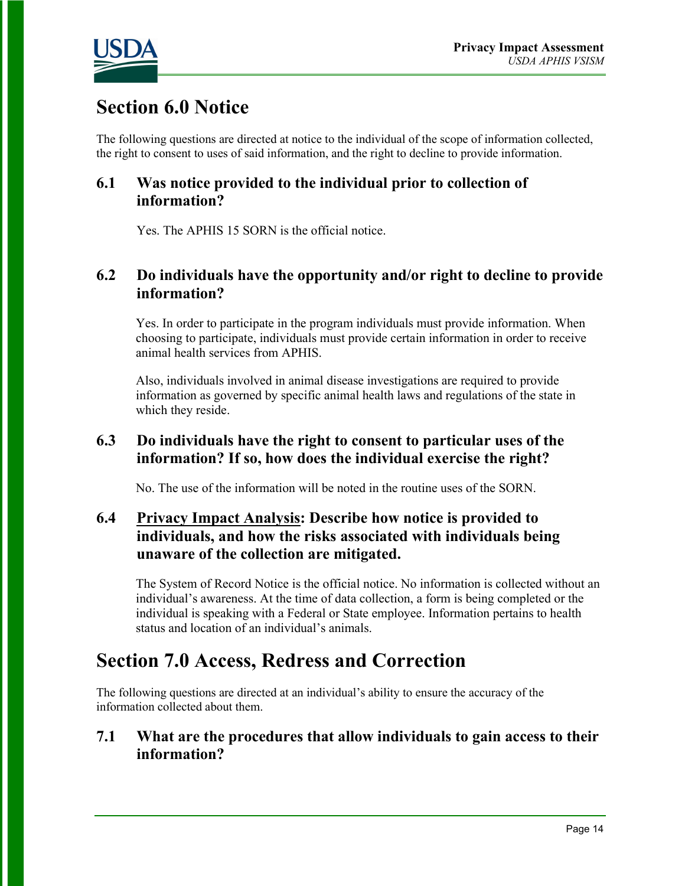# Section 6.0 Notice

The following questions are directed at notice to the individual of the scope of information collected, the right to consent to uses of said information, and the right to decline to provide information.

### 6.1 Was notice provided to the individual prior to collection of information?

Yes. The APHIS 15 SORN is the official notice.

### 6.2 Do individuals have the opportunity and/or right to decline to provide information?

Yes. In order to participate in the program individuals must provide information. When choosing to participate, individuals must provide certain information in order to receive animal health services from APHIS.

Also, individuals involved in animal disease investigations are required to provide information as governed by specific animal health laws and regulations of the state in which they reside.

### 6.3 Do individuals have the right to consent to particular uses of the information? If so, how does the individual exercise the right?

No. The use of the information will be noted in the routine uses of the SORN.

### 6.4 Privacy Impact Analysis: Describe how notice is provided to individuals, and how the risks associated with individuals being unaware of the collection are mitigated.

The System of Record Notice is the official notice. No information is collected without an individual's awareness. At the time of data collection, a form is being completed or the individual is speaking with a Federal or State employee. Information pertains to health status and location of an individual's animals.

# Section 7.0 Access, Redress and Correction

The following questions are directed at an individual's ability to ensure the accuracy of the information collected about them.

### 7.1 What are the procedures that allow individuals to gain access to their information?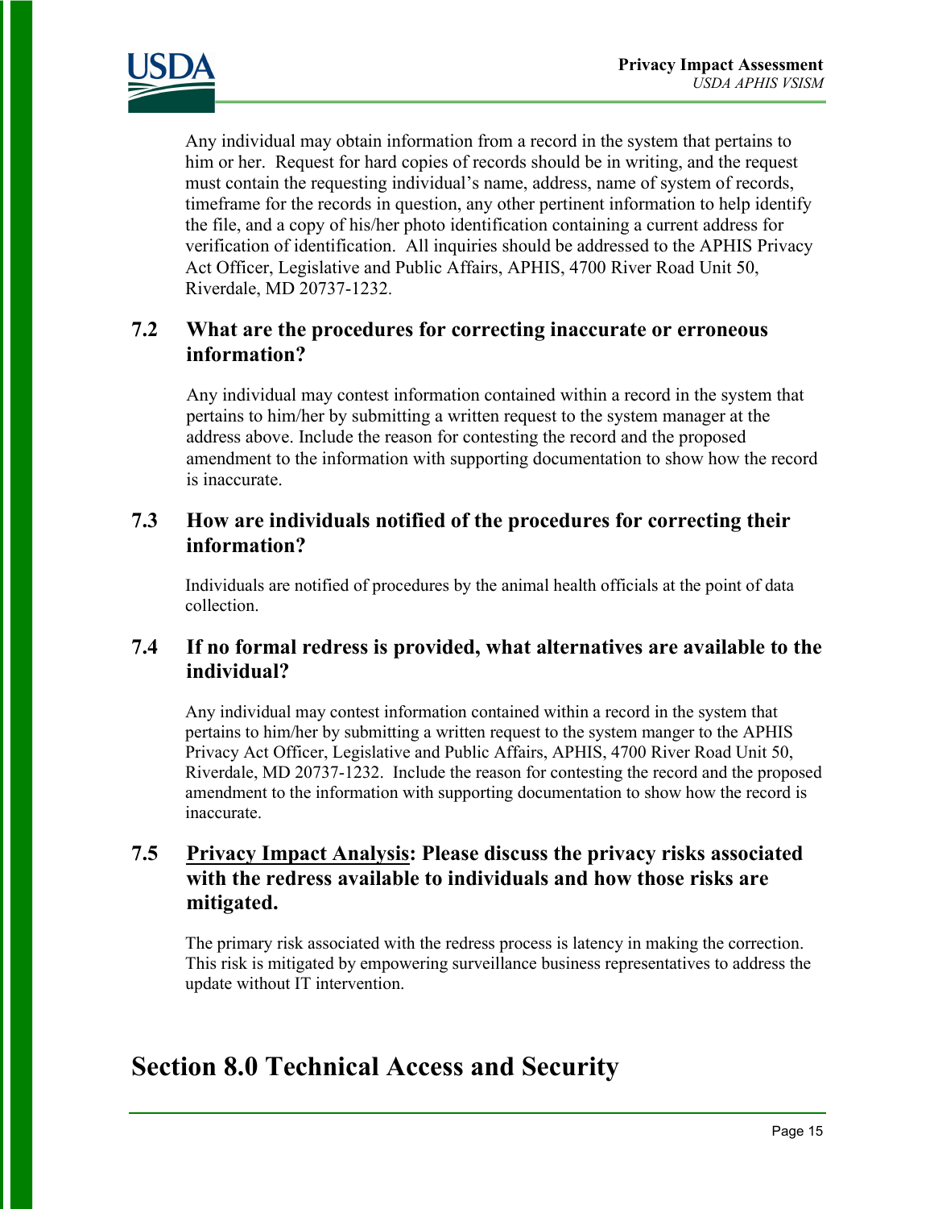Any individual may obtain information from a record in the system that pertains to him or her. Request for hard copies of records should be in writing, and the request must contain the requesting individual's name, address, name of system of records, timeframe for the records in question, any other pertinent information to help identify the file, and a copy of his/her photo identification containing a current address for verification of identification. All inquiries should be addressed to the APHIS Privacy Act Officer, Legislative and Public Affairs, APHIS, 4700 River Road Unit 50, Riverdale, MD 20737-1232.

### 7.2 What are the procedures for correcting inaccurate or erroneous information?

Any individual may contest information contained within a record in the system that pertains to him/her by submitting a written request to the system manager at the address above. Include the reason for contesting the record and the proposed amendment to the information with supporting documentation to show how the record is inaccurate.

### 7.3 How are individuals notified of the procedures for correcting their information?

Individuals are notified of procedures by the animal health officials at the point of data collection.

### 7.4 If no formal redress is provided, what alternatives are available to the individual?

Any individual may contest information contained within a record in the system that pertains to him/her by submitting a written request to the system manger to the APHIS Privacy Act Officer, Legislative and Public Affairs, APHIS, 4700 River Road Unit 50, Riverdale, MD 20737-1232. Include the reason for contesting the record and the proposed amendment to the information with supporting documentation to show how the record is inaccurate.

### 7.5 Privacy Impact Analysis: Please discuss the privacy risks associated with the redress available to individuals and how those risks are mitigated.

The primary risk associated with the redress process is latency in making the correction. This risk is mitigated by empowering surveillance business representatives to address the update without IT intervention.

## Section 8.0 Technical Access and Security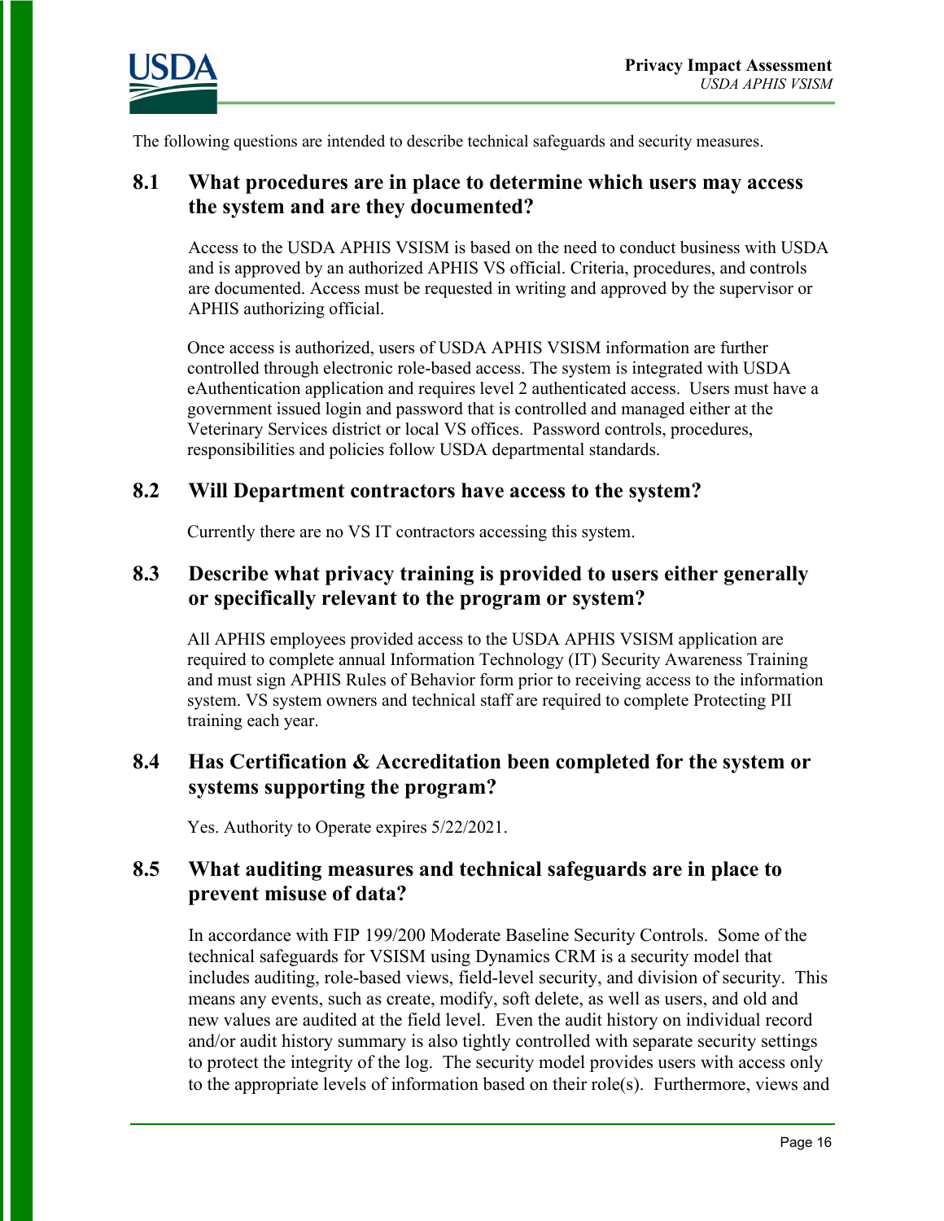The following questions are intended to describe technical safeguards and security measures.

## 8.1 What procedures are in place to determine which users may access the system and are they documented?

Access to the USDA APHIS VSISM is based on the need to conduct business with USDA and is approved by an authorized APHIS VS official. Criteria, procedures, and controls are documented. Access must be requested in writing and approved by the supervisor or APHIS authorizing official.

Once access is authorized, users of USDA APHIS VSISM information are further controlled through electronic role-based access. The system is integrated with USDA eAuthentication application and requires level 2 authenticated access. Users must have a government issued login and password that is controlled and managed either at the Veterinary Services district or local VS offices. Password controls, procedures, responsibilities and policies follow USDA departmental standards.

## 8.2 Will Department contractors have access to the system?

Currently there are no VS IT contractors accessing this system.

## 8.3 Describe what privacy training is provided to users either generally or specifically relevant to the program or system?

All APHIS employees provided access to the USDA APHIS VSISM application are required to complete annual Information Technology (IT) Security Awareness Training and must sign APHIS Rules of Behavior form prior to receiving access to the information system. VS system owners and technical staff are required to complete Protecting PII training each year.

## 8.4 Has Certification & Accreditation been completed for the system or systems supporting the program?

Yes. Authority to Operate expires 5/22/2021.

## 8.5 What auditing measures and technical safeguards are in place to prevent misuse of data?

In accordance with FIP 199/200 Moderate Baseline Security Controls. Some of the technical safeguards for VSISM using Dynamics CRM is a security model that includes auditing, role-based views, field-level security, and division of security. This means any events, such as create, modify, soft delete, as well as users, and old and new values are audited at the field level. Even the audit history on individual record and/or audit history summary is also tightly controlled with separate security settings to protect the integrity of the log. The security model provides users with access only to the appropriate levels of information based on their role(s). Furthermore, views and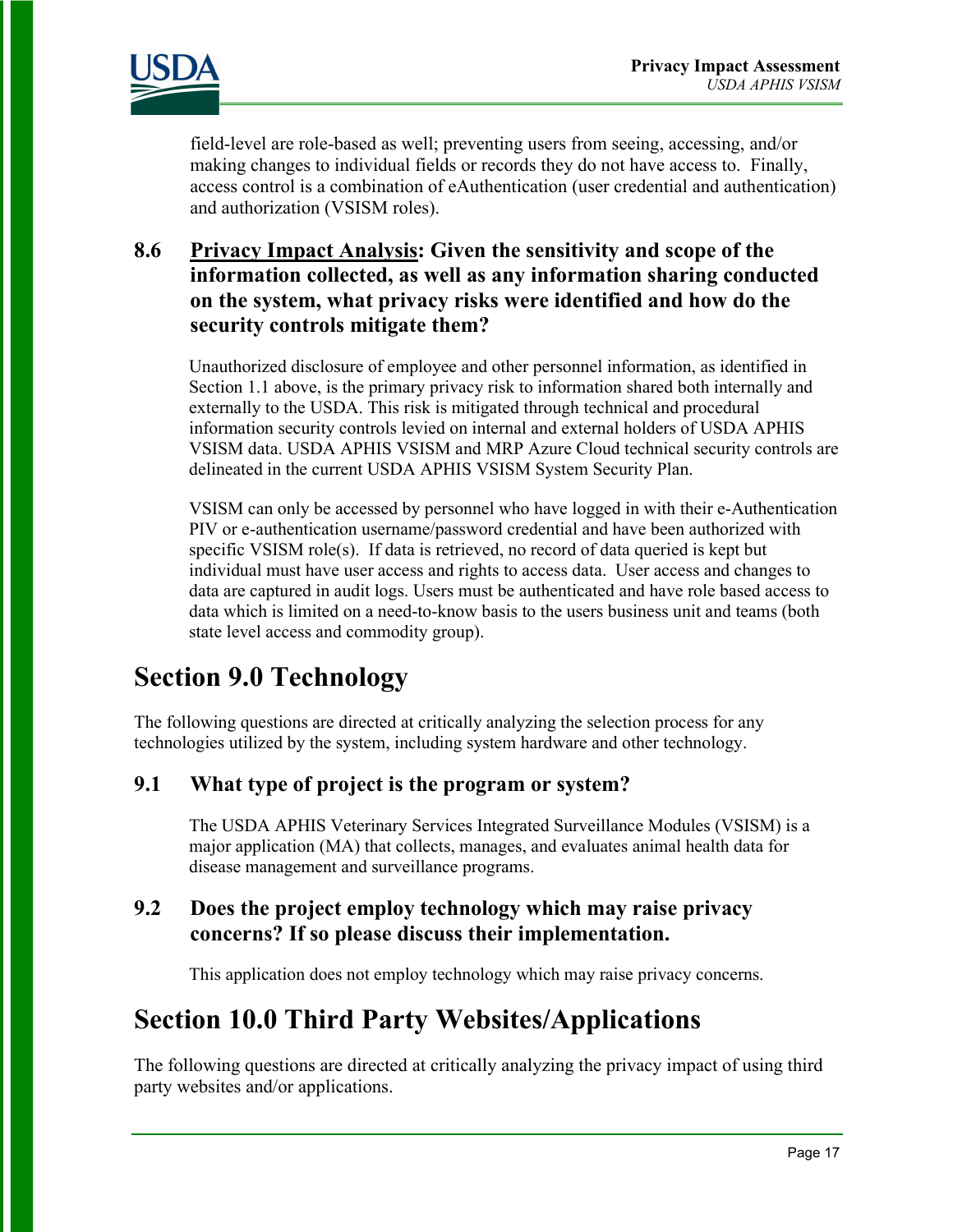field-level are role-based as well; preventing users from seeing, accessing, and/or making changes to individual fields or records they do not have access to. Finally, access control is a combination of eAuthentication (user credential and authentication) and authorization (VSISM roles).

### 8.6 Privacy Impact Analysis: Given the sensitivity and scope of the information collected, as well as any information sharing conducted on the system, what privacy risks were identified and how do the security controls mitigate them?

Unauthorized disclosure of employee and other personnel information, as identified in Section 1.1 above, is the primary privacy risk to information shared both internally and externally to the USDA. This risk is mitigated through technical and procedural information security controls levied on internal and external holders of USDA APHIS VSISM data. USDA APHIS VSISM and MRP Azure Cloud technical security controls are delineated in the current USDA APHIS VSISM System Security Plan.

VSISM can only be accessed by personnel who have logged in with their e-Authentication PIV or e-authentication username/password credential and have been authorized with specific VSISM role(s). If data is retrieved, no record of data queried is kept but individual must have user access and rights to access data. User access and changes to data are captured in audit logs. Users must be authenticated and have role based access to data which is limited on a need-to-know basis to the users business unit and teams (both state level access and commodity group).

## Section 9.0 Technology

The following questions are directed at critically analyzing the selection process for any technologies utilized by the system, including system hardware and other technology.

### 9.1 What type of project is the program or system?

The USDA APHIS Veterinary Services Integrated Surveillance Modules (VSISM) is a major application (MA) that collects, manages, and evaluates animal health data for disease management and surveillance programs.

### 9.2 Does the project employ technology which may raise privacy concerns? If so please discuss their implementation.

This application does not employ technology which may raise privacy concerns.

## Section 10.0 Third Party Websites/Applications

The following questions are directed at critically analyzing the privacy impact of using third party websites and/or applications.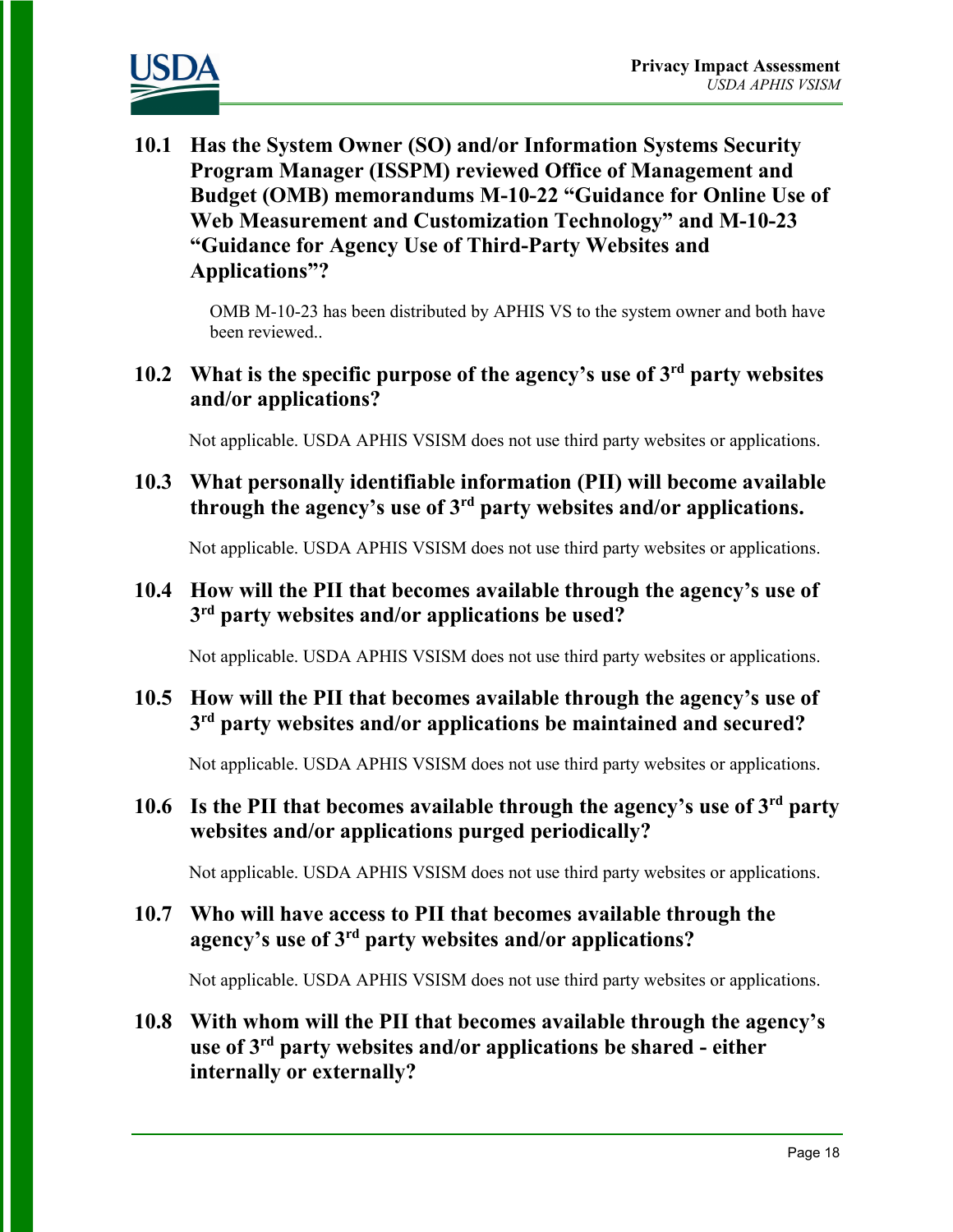### 10.1 Has the System Owner (SO) and/or Information Systems Security Program Manager (ISSPM) reviewed Office of Management and Budget (OMB) memorandums M-10-22 "Guidance for Online Use of Web Measurement and Customization Technology" and M-10-23 "Guidance for Agency Use of Third-Party Websites and Applications"?

OMB M-10-23 has been distributed by APHIS VS to the system owner and both have been reviewed..

### 10.2 What is the specific purpose of the agency's use of 3rd party websites and/or applications?

Not applicable. USDA APHIS VSISM does not use third party websites or applications.

### 10.3 What personally identifiable information (PII) will become available through the agency's use of 3rd party websites and/or applications.

Not applicable. USDA APHIS VSISM does not use third party websites or applications.

### 10.4 How will the PII that becomes available through the agency's use of 3rd party websites and/or applications be used?

Not applicable. USDA APHIS VSISM does not use third party websites or applications.

### 10.5 How will the PII that becomes available through the agency's use of 3rd party websites and/or applications be maintained and secured?

Not applicable. USDA APHIS VSISM does not use third party websites or applications.

### 10.6 Is the PII that becomes available through the agency's use of 3rd party websites and/or applications purged periodically?

Not applicable. USDA APHIS VSISM does not use third party websites or applications.

### 10.7 Who will have access to PII that becomes available through the agency's use of 3rd party websites and/or applications?

Not applicable. USDA APHIS VSISM does not use third party websites or applications.

### 10.8 With whom will the PII that becomes available through the agency's use of 3rd party websites and/or applications be shared - either internally or externally?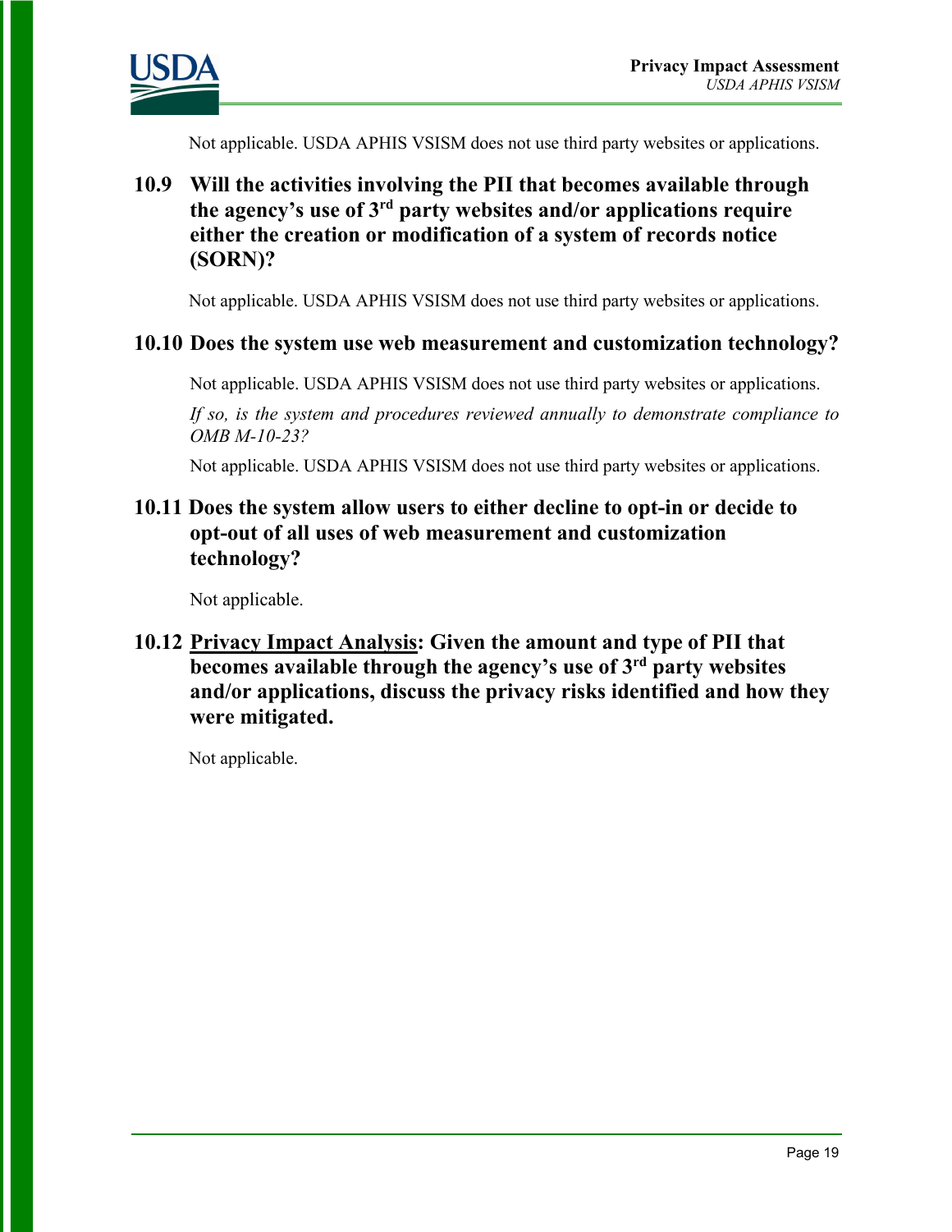Not applicable. USDA APHIS VSISM does not use third party websites or applications.

### 10.9 Will the activities involving the PII that becomes available through the agency's use of 3rd party websites and/or applications require either the creation or modification of a system of records notice (SORN)?

Not applicable. USDA APHIS VSISM does not use third party websites or applications.

### 10.10 Does the system use web measurement and customization technology?

Not applicable. USDA APHIS VSISM does not use third party websites or applications.

*If so, is the system and procedures reviewed annually to demonstrate compliance to OMB M-10-23?*

Not applicable. USDA APHIS VSISM does not use third party websites or applications.

### 10.11 Does the system allow users to either decline to opt-in or decide to opt-out of all uses of web measurement and customization technology?

Not applicable.

### 10.12 Privacy Impact Analysis: Given the amount and type of PII that becomes available through the agency's use of 3rd party websites and/or applications, discuss the privacy risks identified and how they were mitigated.

Not applicable.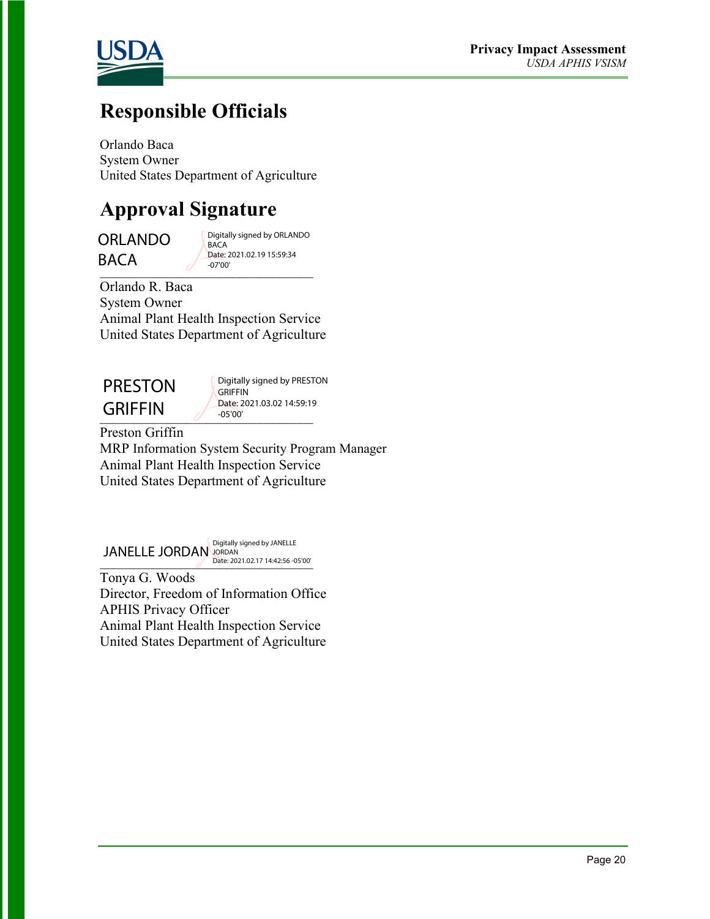# Responsible Officials

Orlando Baca
System Owner
United States Department of Agriculture

# Approval Signature

ORLANDO BACA

Digitally signed by ORLANDO BACA
Date: 2021.02.19 15:59:34 -07'00'

Orlando R. Baca
System Owner
Animal Plant Health Inspection Service
United States Department of Agriculture

PRESTON GRIFFIN

Digitally signed by PRESTON GRIFFIN
Date: 2021.03.02 14:59:19 -05'00'

Preston Griffin
MRP Information System Security Program Manager
Animal Plant Health Inspection Service
United States Department of Agriculture

JANELLE JORDAN

Digitally signed by JANELLE JORDAN
Date: 2021.02.17 14:42:56 -05'00'

Tonya G. Woods
Director, Freedom of Information Office
APHIS Privacy Officer
Animal Plant Health Inspection Service
United States Department of Agriculture